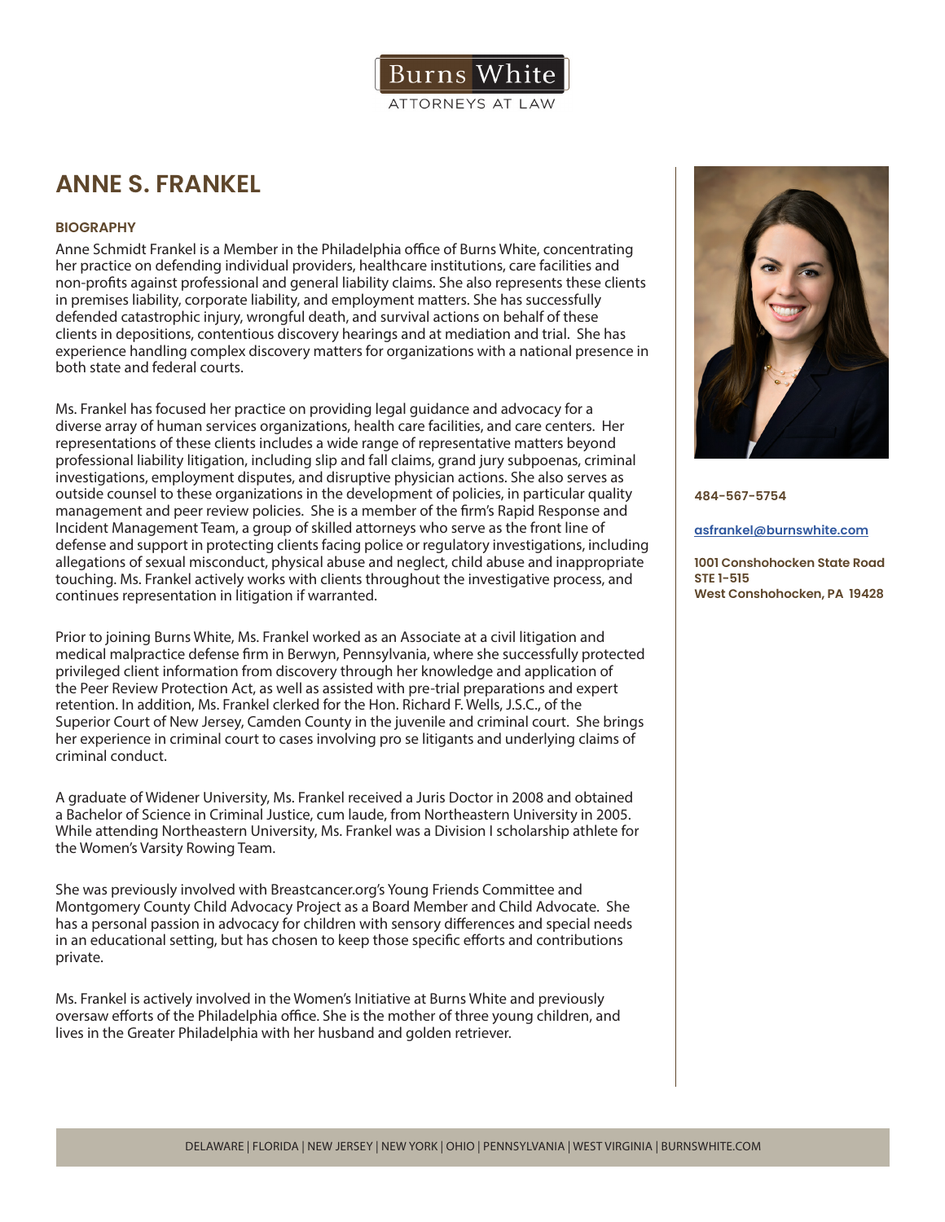# ANNE S. FRANKEL

**BIOGRAPHY**

Anne Schmidt Frankel is a Member in the Philadelphia office of Burns White, concentrating her practice on defending individual providers, healthcare institutions, care facilities and non-profits against professional and general liability claims. She also represents these clients in premises liability, corporate liability, and employment matters. She has successfully defended catastrophic injury, wrongful death, and survival actions on behalf of these clients in depositions, contentious discovery hearings and at mediation and trial. She has experience handling complex discovery matters for organizations with a national presence in both state and federal courts.

Ms. Frankel has focused her practice on providing legal guidance and advocacy for a diverse array of human services organizations, health care facilities, and care centers. Her representations of these clients includes a wide range of representative matters beyond professional liability litigation, including slip and fall claims, grand jury subpoenas, criminal investigations, employment disputes, and disruptive physician actions. She also serves as outside counsel to these organizations in the development of policies, in particular quality management and peer review policies. She is a member of the firm's Rapid Response and Incident Management Team, a group of skilled attorneys who serve as the front line of defense and support in protecting clients facing police or regulatory investigations, including allegations of sexual misconduct, physical abuse and neglect, child abuse and inappropriate touching. Ms. Frankel actively works with clients throughout the investigative process, and continues representation in litigation if warranted.

Prior to joining Burns White, Ms. Frankel worked as an Associate at a civil litigation and medical malpractice defense firm in Berwyn, Pennsylvania, where she successfully protected privileged client information from discovery through her knowledge and application of the Peer Review Protection Act, as well as assisted with pre-trial preparations and expert retention. In addition, Ms. Frankel clerked for the Hon. Richard F. Wells, J.S.C., of the Superior Court of New Jersey, Camden County in the juvenile and criminal court. She brings her experience in criminal court to cases involving pro se litigants and underlying claims of criminal conduct.

A graduate of Widener University, Ms. Frankel received a Juris Doctor in 2008 and obtained a Bachelor of Science in Criminal Justice, cum laude, from Northeastern University in 2005. While attending Northeastern University, Ms. Frankel was a Division I scholarship athlete for the Women's Varsity Rowing Team.

She was previously involved with Breastcancer.org's Young Friends Committee and Montgomery County Child Advocacy Project as a Board Member and Child Advocate. She has a personal passion in advocacy for children with sensory differences and special needs in an educational setting, but has chosen to keep those specific efforts and contributions private.

Ms. Frankel is actively involved in the Women's Initiative at Burns White and previously oversaw efforts of the Philadelphia office. She is the mother of three young children, and lives in the Greater Philadelphia with her husband and golden retriever.

**484-567-5754**

**asfrankel@burnswhite.com**

**1001 Conshohocken State Road**
**STE 1-515**
**West Conshohocken, PA 19428**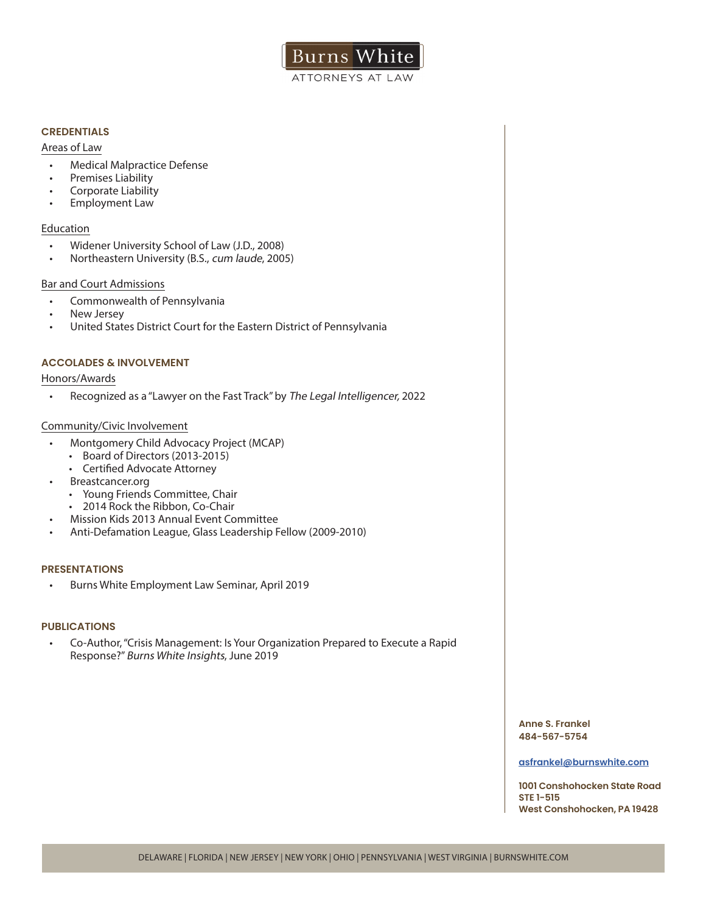## CREDENTIALS

### Areas of Law

- Medical Malpractice Defense
- Premises Liability
- Corporate Liability
- Employment Law

### Education

- Widener University School of Law (J.D., 2008)
- Northeastern University (B.S., *cum laude*, 2005)

### Bar and Court Admissions

- Commonwealth of Pennsylvania
- New Jersey
- United States District Court for the Eastern District of Pennsylvania

## ACCOLADES & INVOLVEMENT

### Honors/Awards

- Recognized as a "Lawyer on the Fast Track" by *The Legal Intelligencer,* 2022

### Community/Civic Involvement

- Montgomery Child Advocacy Project (MCAP)
  - Board of Directors (2013-2015)
  - Certified Advocate Attorney
- Breastcancer.org
  - Young Friends Committee, Chair
  - 2014 Rock the Ribbon, Co-Chair
- Mission Kids 2013 Annual Event Committee
- Anti-Defamation League, Glass Leadership Fellow (2009-2010)

## PRESENTATIONS

- Burns White Employment Law Seminar, April 2019

## PUBLICATIONS

- Co-Author, "Crisis Management: Is Your Organization Prepared to Execute a Rapid Response?" *Burns White Insights*, June 2019

**Anne S. Frankel**
**484-567-5754**

**asfrankel@burnswhite.com**

**1001 Conshohocken State Road**
**STE 1-515**
**West Conshohocken, PA 19428**